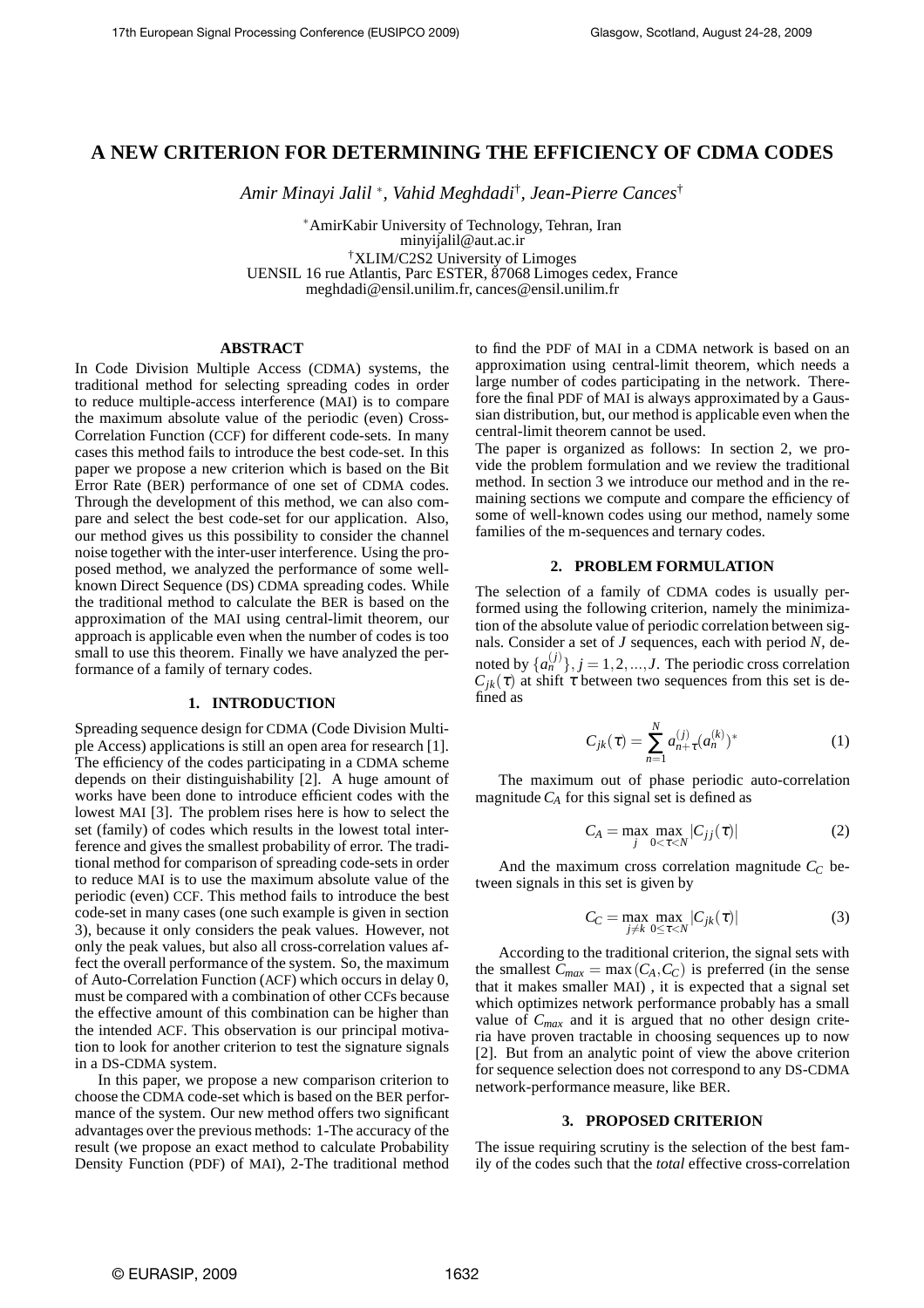# A NEW CRITERION FOR DETERMINING THE EFFICIENCY OF CDMA CODES

*Amir Minayi Jalil* [*], *Vahid Meghdadi* [†], *Jean-Pierre Cances* [†]

[*]AmirKabir University of Technology, Tehran, Iran
minyijalil@aut.ac.ir
[†]XLIM/C2S2 University of Limoges
UENSIL 16 rue Atlantis, Parc ESTER, 87068 Limoges cedex, France
meghdadi@ensil.unilim.fr, cances@ensil.unilim.fr

## ABSTRACT

In Code Division Multiple Access (CDMA) systems, the traditional method for selecting spreading codes in order to reduce multiple-access interference (MAI) is to compare the maximum absolute value of the periodic (even) Cross-Correlation Function (CCF) for different code-sets. In many cases this method fails to introduce the best code-set. In this paper we propose a new criterion which is based on the Bit Error Rate (BER) performance of one set of CDMA codes. Through the development of this method, we can also compare and select the best code-set for our application. Also, our method gives us this possibility to consider the channel noise together with the inter-user interference. Using the proposed method, we analyzed the performance of some well-known Direct Sequence (DS) CDMA spreading codes. While the traditional method to calculate the BER is based on the approximation of the MAI using central-limit theorem, our approach is applicable even when the number of codes is too small to use this theorem. Finally we have analyzed the performance of a family of ternary codes.

## 1. INTRODUCTION

Spreading sequence design for CDMA (Code Division Multiple Access) applications is still an open area for research [1]. The efficiency of the codes participating in a CDMA scheme depends on their distinguishability [2]. A huge amount of works have been done to introduce efficient codes with the lowest MAI [3]. The problem rises here is how to select the set (family) of codes which results in the lowest total interference and gives the smallest probability of error. The traditional method for comparison of spreading code-sets in order to reduce MAI is to use the maximum absolute value of the periodic (even) CCF. This method fails to introduce the best code-set in many cases (one such example is given in section 3), because it only considers the peak values. However, not only the peak values, but also all cross-correlation values affect the overall performance of the system. So, the maximum of Auto-Correlation Function (ACF) which occurs in delay 0, must be compared with a combination of other CCFs because the effective amount of this combination can be higher than the intended ACF. This observation is our principal motivation to look for another criterion to test the signature signals in a DS-CDMA system.

In this paper, we propose a new comparison criterion to choose the CDMA code-set which is based on the BER performance of the system. Our new method offers two significant advantages over the previous methods: 1-The accuracy of the result (we propose an exact method to calculate Probability Density Function (PDF) of MAI), 2-The traditional method to find the PDF of MAI in a CDMA network is based on an approximation using central-limit theorem, which needs a large number of codes participating in the network. Therefore the final PDF of MAI is always approximated by a Gaussian distribution, but, our method is applicable even when the central-limit theorem cannot be used.

The paper is organized as follows: In section 2, we provide the problem formulation and we review the traditional method. In section 3 we introduce our method and in the remaining sections we compute and compare the efficiency of some of well-known codes using our method, namely some families of the m-sequences and ternary codes.

## 2. PROBLEM FORMULATION

The selection of a family of CDMA codes is usually performed using the following criterion, namely the minimization of the absolute value of periodic correlation between signals. Consider a set of $J$ sequences, each with period $N$, denoted by $\{a_n^{(j)}\}, j = 1, 2, ..., J$. The periodic cross correlation $C_{jk}(\tau)$ at shift $\tau$ between two sequences from this set is defined as

$$C_{jk}(\tau) = \sum_{n=1}^{N} a_{n+\tau}^{(j)} (a_n^{(k)})^* \tag{1}$$

The maximum out of phase periodic auto-correlation magnitude $C_A$ for this signal set is defined as

$$C_A = \max_{j} \max_{0<\tau<N} |C_{jj}(\tau)| \tag{2}$$

And the maximum cross correlation magnitude $C_C$ between signals in this set is given by

$$C_C = \max_{j \neq k} \max_{0 \leq \tau < N} |C_{jk}(\tau)| \tag{3}$$

According to the traditional criterion, the signal sets with the smallest $C_{max} = \max(C_A, C_C)$ is preferred (in the sense that it makes smaller MAI) , it is expected that a signal set which optimizes network performance probably has a small value of $C_{max}$ and it is argued that no other design criteria have proven tractable in choosing sequences up to now [2]. But from an analytic point of view the above criterion for sequence selection does not correspond to any DS-CDMA network-performance measure, like BER.

## 3. PROPOSED CRITERION

The issue requiring scrutiny is the selection of the best family of the codes such that the *total* effective cross-correlation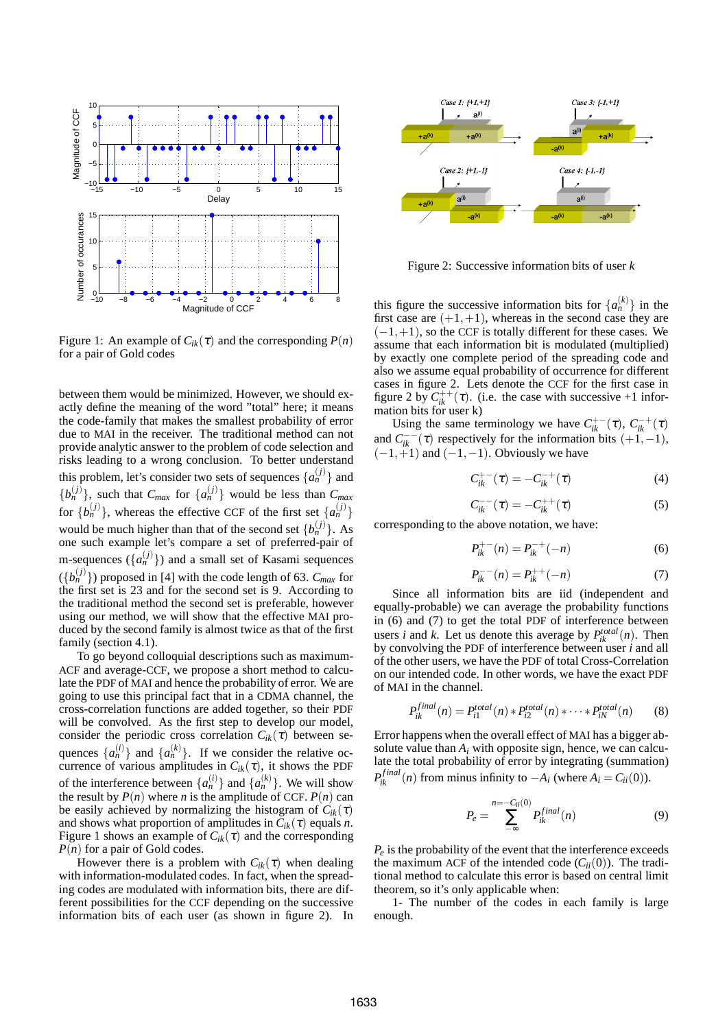Figure 1: An example of $C_{ik}(\tau)$ and the corresponding $P(n)$ for a pair of Gold codes

between them would be minimized. However, we should exactly define the meaning of the word "total" here; it means the code-family that makes the smallest probability of error due to MAI in the receiver. The traditional method can not provide analytic answer to the problem of code selection and risks leading to a wrong conclusion. To better understand this problem, let's consider two sets of sequences $\{a_n^{(j)}\}$ and $\{b_n^{(j)}\}$, such that $C_{max}$ for $\{a_n^{(j)}\}$ would be less than $C_{max}$ for $\{b_n^{(j)}\}$, whereas the effective CCF of the first set $\{a_n^{(j)}\}$ would be much higher than that of the second set $\{b_n^{(j)}\}$. As one such example let's compare a set of preferred-pair of m-sequences ($\{a_n^{(j)}\}$) and a small set of Kasami sequences ($\{b_n^{(j)}\}$) proposed in [4] with the code length of 63. $C_{max}$ for the first set is 23 and for the second set is 9. According to the traditional method the second set is preferable, however using our method, we will show that the effective MAI produced by the second family is almost twice as that of the first family (section 4.1).

To go beyond colloquial descriptions such as maximum-ACF and average-CCF, we propose a short method to calculate the PDF of MAI and hence the probability of error. We are going to use this principal fact that in a CDMA channel, the cross-correlation functions are added together, so their PDF will be convolved. As the first step to develop our model, consider the periodic cross correlation $C_{ik}(\tau)$ between sequences $\{a_n^{(i)}\}$ and $\{a_n^{(k)}\}$. If we consider the relative occurrence of various amplitudes in $C_{ik}(\tau)$, it shows the PDF of the interference between $\{a_n^{(i)}\}$ and $\{a_n^{(k)}\}$. We will show the result by $P(n)$ where $n$ is the amplitude of CCF. $P(n)$ can be easily achieved by normalizing the histogram of $C_{ik}(\tau)$ and shows what proportion of amplitudes in $C_{ik}(\tau)$ equals $n$. Figure 1 shows an example of $C_{ik}(\tau)$ and the corresponding $P(n)$ for a pair of Gold codes.

However there is a problem with $C_{ik}(\tau)$ when dealing with information-modulated codes. In fact, when the spreading codes are modulated with information bits, there are different possibilities for the CCF depending on the successive information bits of each user (as shown in figure 2). In this figure the successive information bits for $\{a_n^{(k)}\}$ in the first case are $(+1,+1)$, whereas in the second case they are $(-1,+1)$, so the CCF is totally different for these cases. We assume that each information bit is modulated (multiplied) by exactly one complete period of the spreading code and also we assume equal probability of occurence for different cases in figure 2. Lets denote the CCF for the first case in figure 2 by $C_{ik}^{++}(\tau)$. (i.e. the case with successive +1 information bits for user k)

Figure 2: Successive information bits of user $k$

Using the same terminology we have $C_{ik}^{+-}(\tau)$, $C_{ik}^{-+}(\tau)$ and $C_{ik}^{--}(\tau)$ respectively for the information bits $(+1,-1)$, $(-1,+1)$ and $(-1,-1)$. Obviously we have

$$C_{ik}^{+-}(\tau) = -C_{ik}^{-+}(\tau) \tag{4}$$

$$C_{ik}^{--}(\tau) = -C_{ik}^{++}(\tau) \tag{5}$$

corresponding to the above notation, we have:

$$P_{ik}^{+-}(n) = P_{ik}^{-+}(-n) \tag{6}$$

$$P_{ik}^{--}(n) = P_{ik}^{++}(-n) \tag{7}$$

Since all information bits are iid (independent and equally-probable) we can average the probability functions in (6) and (7) to get the total PDF of interference between users $i$ and $k$. Let us denote this average by $P_{ik}^{total}(n)$. Then by convolving the PDF of interference between user $i$ and all of the other users, we have the PDF of total Cross-Correlation on our intended code. In other words, we have the exact PDF of MAI in the channel.

$$P_{ik}^{final}(n) = P_{i1}^{total}(n) * P_{i2}^{total}(n) * \cdots * P_{iN}^{total}(n) \tag{8}$$

Error happens when the overall effect of MAI has a bigger absolute value than $A_i$ with opposite sign, hence, we can calculate the total probability of error by integrating (summation) $P_{ik}^{final}(n)$ from minus infinity to $-A_i$ (where $A_i = C_{ii}(0)$).

$$P_e = \sum_{-\infty}^{n=-C_{ii}(0)} P_{ik}^{final}(n) \tag{9}$$

$P_e$ is the probability of the event that the interference exceeds the maximum ACF of the intended code ($C_{ii}(0)$). The traditional method to calculate this error is based on central limit theorem, so it's only applicable when:

1- The number of the codes in each family is large enough.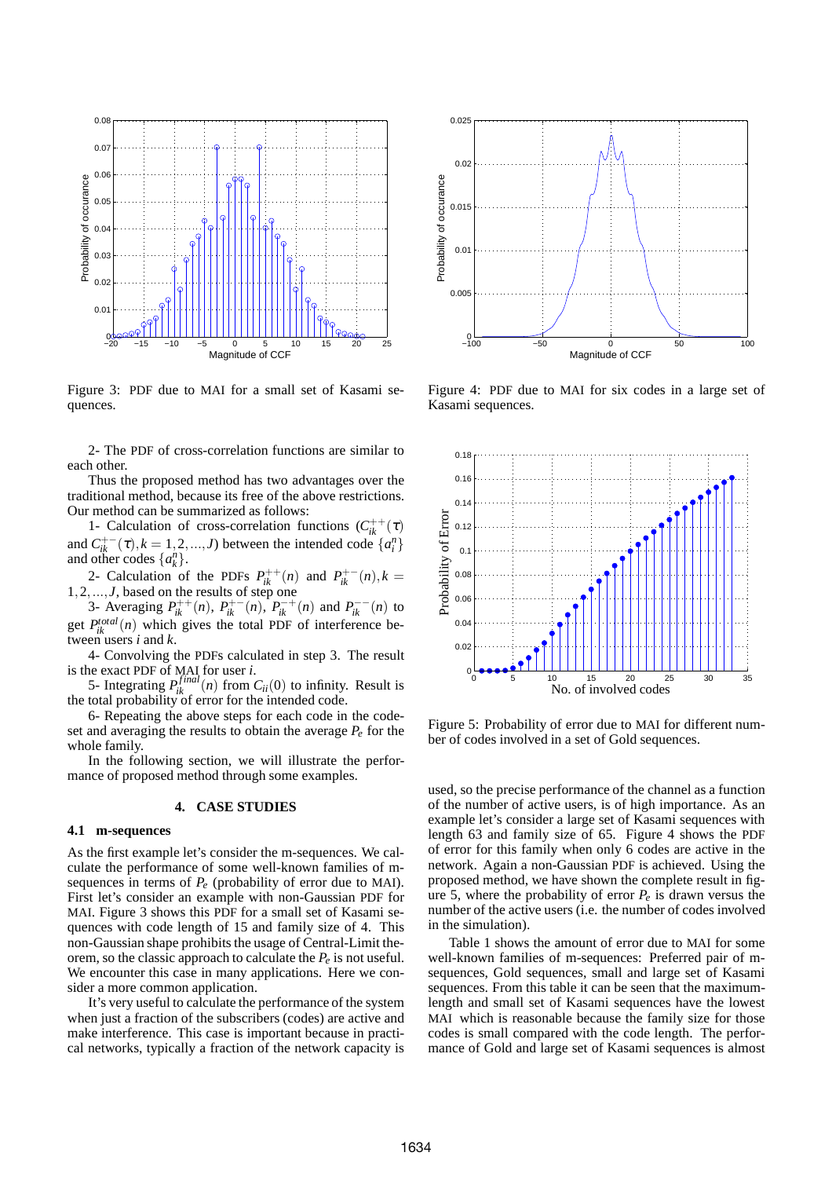Figure 3: PDF due to MAI for a small set of Kasami sequences.

Figure 4: PDF due to MAI for six codes in a large set of Kasami sequences.

2- The PDF of cross-correlation functions are similar to each other.

Thus the proposed method has two advantages over the traditional method, because its free of the above restrictions. Our method can be summarized as follows:

1- Calculation of cross-correlation functions ($C_{ik}^{++}(\tau)$ and $C_{ik}^{+-}(\tau), k = 1, 2, ..., J$) between the intended code $\{a_i^n\}$ and other codes $\{a_k^n\}$.

2- Calculation of the PDFs $P_{ik}^{++}(n)$ and $P_{ik}^{+-}(n), k = 1, 2, ..., J$, based on the results of step one

3- Averaging $P_{ik}^{++}(n)$, $P_{ik}^{+-}(n)$, $P_{ik}^{-+}(n)$ and $P_{ik}^{--}(n)$ to get $P_{ik}^{total}(n)$ which gives the total PDF of interference between users $i$ and $k$.

4- Convolving the PDFs calculated in step 3. The result is the exact PDF of MAI for user $i$.

5- Integrating $P_{ik}^{final}(n)$ from $C_{ii}(0)$ to infinity. Result is the total probability of error for the intended code.

6- Repeating the above steps for each code in the codeset and averaging the results to obtain the average $P_e$ for the whole family.

In the following section, we will illustrate the performance of proposed method through some examples.

## 4. CASE STUDIES

### 4.1 m-sequences

As the first example let's consider the m-sequences. We calculate the performance of some well-known families of m-sequences in terms of $P_e$ (probability of error due to MAI). First let's consider an example with non-Gaussian PDF for MAI. Figure 3 shows this PDF for a small set of Kasami sequences with code length of 15 and family size of 4. This non-Gaussian shape prohibits the usage of Central-Limit theorem, so the classic approach to calculate the $P_e$ is not useful. We encounter this case in many applications. Here we consider a more common application.

It's very useful to calculate the performance of the system when just a fraction of the subscribers (codes) are active and make interference. This case is important because in practical networks, typically a fraction of the network capacity is used, so the precise performance of the channel as a function of the number of active users, is of high importance. As an example let's consider a large set of Kasami sequences with length 63 and family of 65. Figure 4 shows the PDF of error for this family when only 6 codes are active in the network. Again a non-Gaussian PDF is achieved. Using the proposed method, we have shown the complete result in figure 5, where the probability of error $P_e$ is drawn versus the number of the active users (i.e. the number of codes involved in the simulation).

Figure 5: Probability of error due to MAI for different number of codes involved in a set of Gold sequences.

Table 1 shows the amount of error due to MAI for some well-known families of m-sequences: Preferred pair of m-sequences, Gold sequences, small and large set of Kasami sequences. From this table it can be seen that the maximum-length and small set of Kasami sequences have the lowest MAI which is reasonable because the family size for those codes is small compared with the code length. The performance of Gold and large set of Kasami sequences is almost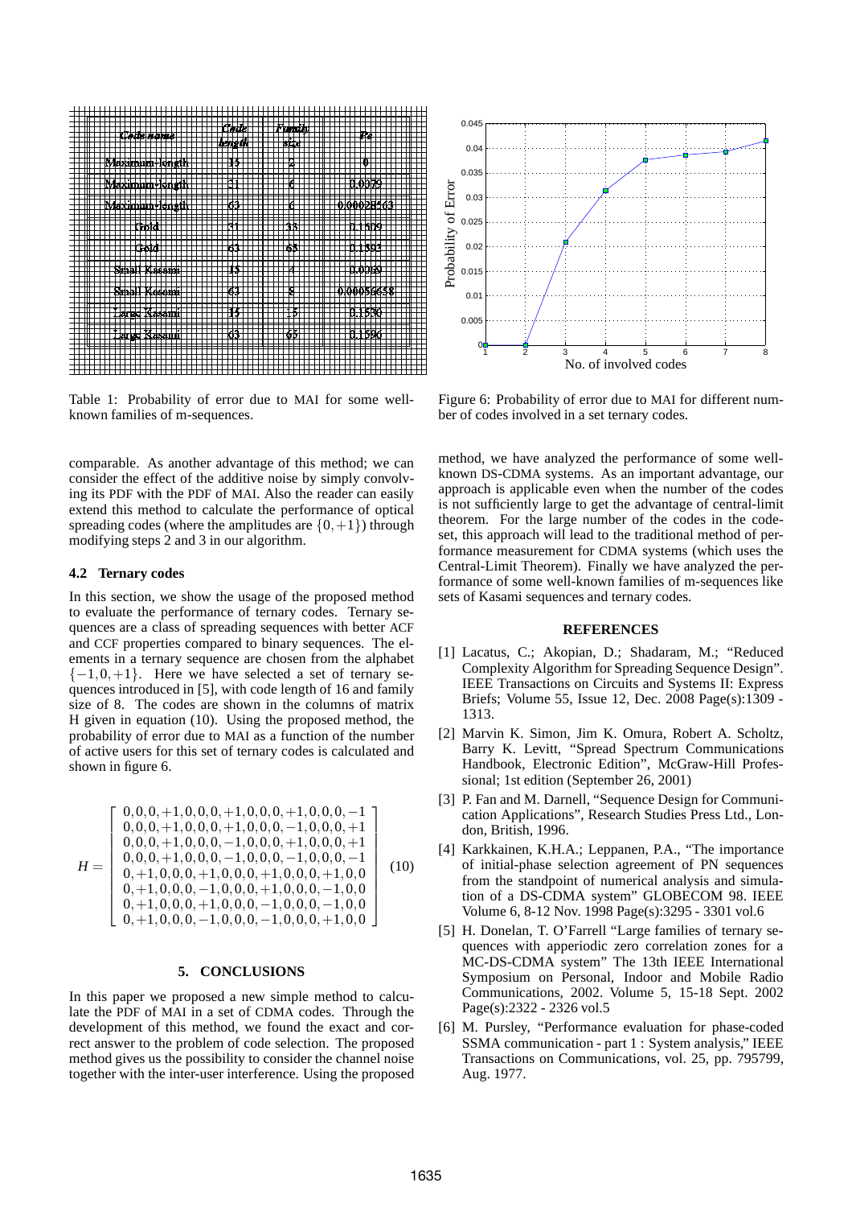| Code name | Code length | Family size | Pe |
|---|---|---|---|
| Maximum-length | 15 | 2 | 0 |
| Maximum-length | 31 | 6 | 0.0079 |
| Maximum-length | 63 | 6 | 0.00028563 |
| Gold | 31 | 33 | 0.1509 |
| Gold | 63 | 65 | 0.1593 |
| Small Kasami | 15 | 4 | 0.0069 |
| Small Kasami | 63 | 8 | 0.00056658 |
| Large Kasami | 15 | 15 | 0.1530 |
| Large Kasami | 63 | 65 | 0.1590 |

Table 1: Probability of error due to MAI for some well-known families of m-sequences.

0.045
0.04
0.035
0.03
0.025
0.02
0.015
0.01
0.005
0
Probability of Error
1 2 3 4 5 6 7 8
No. of involved codes

Figure 6: Probability of error due to MAI for different number of codes involved in a set ternary codes.

comparable. As another advantage of this method; we can consider the effect of the additive noise by simply convolving its PDF with the PDF of MAI. Also the reader can easily extend this method to calculate the performance of optical spreading codes (where the amplitudes are $\{0,+1\}$) through modifying steps 2 and 3 in our algorithm.

### 4.2 Ternary codes

In this section, we show the usage of the proposed method to evaluate the performance of ternary codes. Ternary sequences are a class of spreading sequences with better ACF and CCF properties compared to binary sequences. The elements in a ternary sequence are chosen from the alphabet $\{-1,0,+1\}$. Here we have selected a set of ternary sequences introduced in [5], with code length of 16 and family size of 8. The codes are shown in the columns of matrix H given in equation (10). Using the proposed method, the probability of error due to MAI as a function of the number of active users for this set of ternary codes is calculated and shown in figure 6.

$$H=\begin{bmatrix} 0,0,0,+1,0,0,0,+1,0,0,0,+1,0,0,0,-1 \\ 0,0,0,+1,0,0,0,+1,0,0,0,-1,0,0,0,+1 \\ 0,0,0,+1,0,0,0,-1,0,0,0,+1,0,0,0,+1 \\ 0,0,0,+1,0,0,0,-1,0,0,0,-1,0,0,0,-1 \\ 0,+1,0,0,0,+1,0,0,0,+1,0,0,0,+1,0,0 \\ 0,+1,0,0,0,-1,0,0,0,+1,0,0,0,-1,0,0 \\ 0,+1,0,0,0,+1,0,0,0,-1,0,0,0,-1,0,0 \\ 0,+1,0,0,0,-1,0,0,0,-1,0,0,0,+1,0,0 \end{bmatrix} \quad (10)$$

## 5. CONCLUSIONS

In this paper we proposed a new simple method to calculate the PDF of MAI in a set of CDMA codes. Through the development of this method, we found the exact and correct answer to the problem of code selection. The proposed method gives us the possibility to consider the channel noise together with the inter-user interference. Using the proposed method, we have analyzed the performance of some well-known DS-CDMA systems. As an important advantage, our approach is applicable even when the number of the codes is not sufficiently large to get the advantage of central-limit theorem. For the large number of the codes in the codeset, this approach will lead to the traditional method of performance measurement for CDMA systems (which uses the Central-Limit Theorem). Finally we have analyzed the performance of some well-known families of m-sequences like sets of Kasami sequences and ternary codes.

## REFERENCES

[1] Lacatus, C.; Akopian, D.; Shadaram, M.; "Reduced Complexity Algorithm for Spreading Sequence Design". IEEE Transactions on Circuits and Systems II: Express Briefs; Volume 55, Issue 12, Dec. 2008 Page(s):1309 - 1313.

[2] Marvin K. Simon, Jim K. Omura, Robert A. Scholtz, Barry K. Levitt, "Spread Spectrum Communications Handbook, Electronic Edition", McGraw-Hill Professional; 1st edition (September 26, 2001)

[3] P. Fan and M. Darnell, "Sequence Design for Communication Applications", Research Studies Press Ltd., London, British, 1996.

[4] Karkkainen, K.H.A.; Leppanen, P.A., "The importance of initial-phase selection agreement of PN sequences from the standpoint of numerical analysis and simulation of a DS-CDMA system" GLOBECOM 98. IEEE Volume 6, 8-12 Nov. 1998 Page(s):3295 - 3301 vol.6

[5] H. Donelan, T. O'Farrell "Large families of ternary sequences with apperiodic zero correlation zones for a MC-DS-CDMA system" The 13th IEEE International Symposium on Personal, Indoor and Mobile Radio Communications, 2002. Volume 5, 15-18 Sept. 2002 Page(s):2322 - 2326 vol.5

[6] M. Pursley, "Performance evaluation for phase-coded SSMA communication - part 1 : System analysis," IEEE Transactions on Communications, vol. 25, pp. 795799, Aug. 1977.